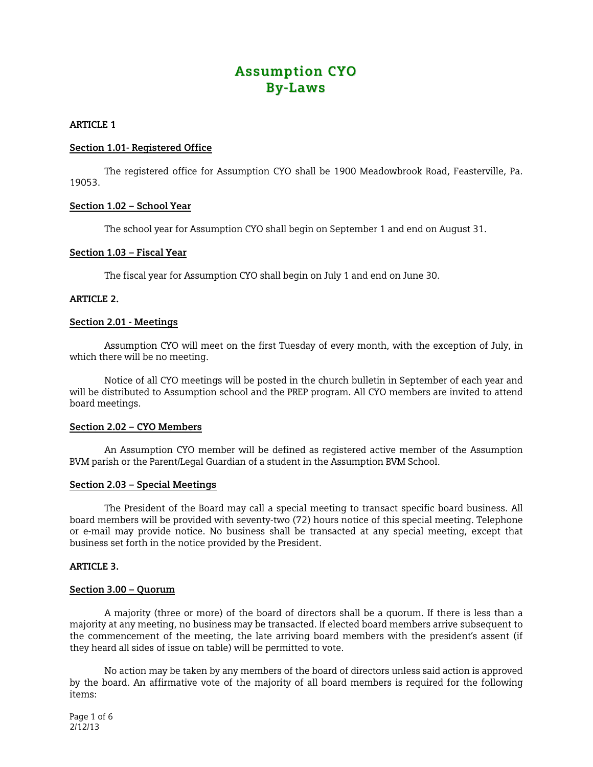# Assumption CYO
# By-Laws

**ARTICLE 1**

**Section 1.01- Registered Office**

The registered office for Assumption CYO shall be 1900 Meadowbrook Road, Feasterville, Pa. 19053.

**Section 1.02 – School Year**

The school year for Assumption CYO shall begin on September 1 and end on August 31.

**Section 1.03 – Fiscal Year**

The fiscal year for Assumption CYO shall begin on July 1 and end on June 30.

**ARTICLE 2.**

**Section 2.01 - Meetings**

Assumption CYO will meet on the first Tuesday of every month, with the exception of July, in which there will be no meeting.

Notice of all CYO meetings will be posted in the church bulletin in September of each year and will be distributed to Assumption school and the PREP program. All CYO members are invited to attend board meetings.

**Section 2.02 – CYO Members**

An Assumption CYO member will be defined as registered active member of the Assumption BVM parish or the Parent/Legal Guardian of a student in the Assumption BVM School.

**Section 2.03 – Special Meetings**

The President of the Board may call a special meeting to transact specific board business. All board members will be provided with seventy-two (72) hours notice of this special meeting. Telephone or e-mail may provide notice. No business shall be transacted at any special meeting, except that business set forth in the notice provided by the President.

**ARTICLE 3.**

**Section 3.00 – Quorum**

A majority (three or more) of the board of directors shall be a quorum. If there is less than a majority at any meeting, no business may be transacted. If elected board members arrive subsequent to the commencement of the meeting, the late arriving board members with the president's assent (if they heard all sides of issue on table) will be permitted to vote.

No action may be taken by any members of the board of directors unless said action is approved by the board. An affirmative vote of the majority of all board members is required for the following items: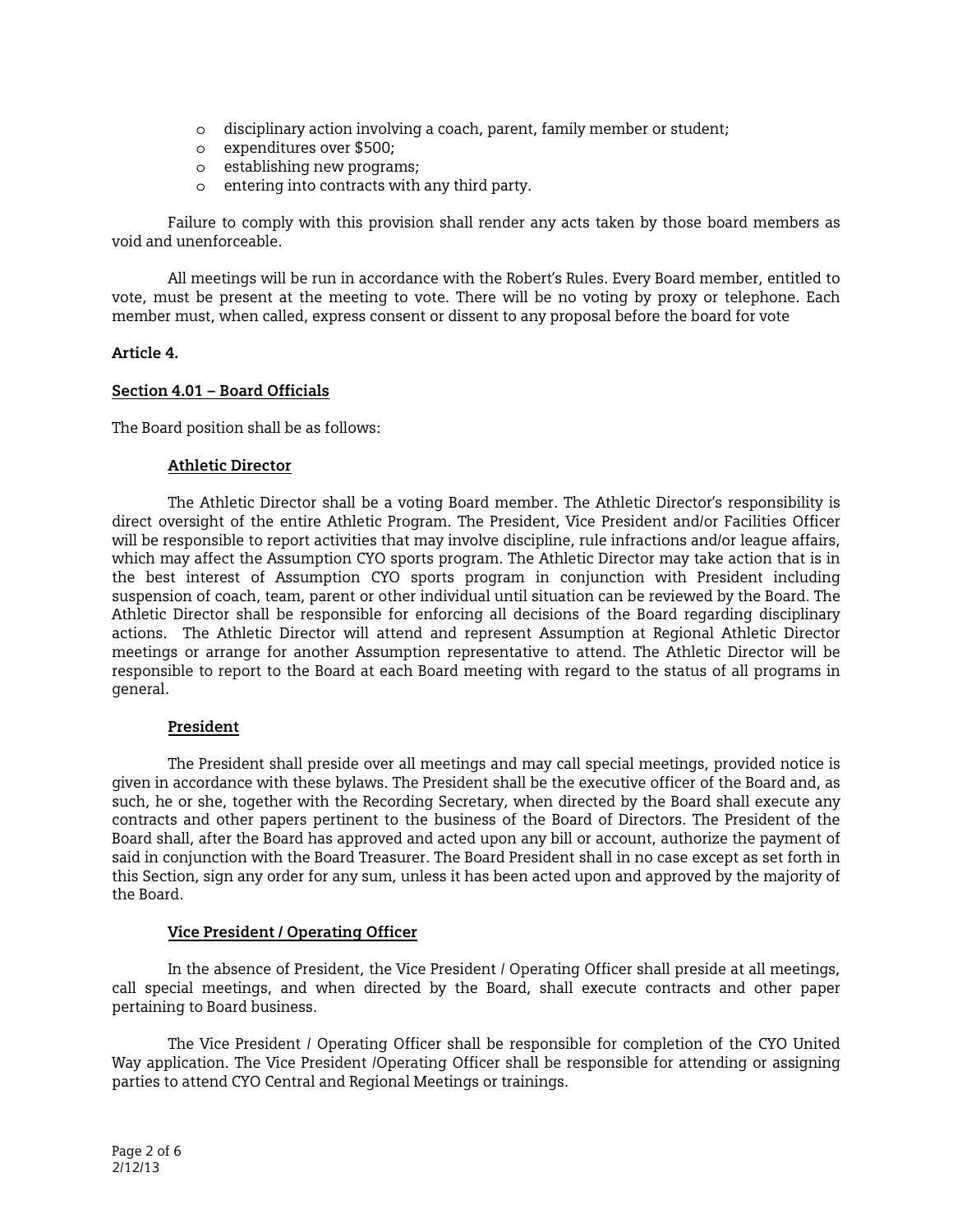- disciplinary action involving a coach, parent, family member or student;
- expenditures over $500;
- establishing new programs;
- entering into contracts with any third party.

Failure to comply with this provision shall render any acts taken by those board members as void and unenforceable.

All meetings will be run in accordance with the Robert's Rules. Every Board member, entitled to vote, must be present at the meeting to vote. There will be no voting by proxy or telephone. Each member must, when called, express consent or dissent to any proposal before the board for vote

**Article 4.**

**Section 4.01 – Board Officials**

The Board position shall be as follows:

**Athletic Director**

The Athletic Director shall be a voting Board member. The Athletic Director's responsibility is direct oversight of the entire Athletic Program. The President, Vice President and/or Facilities Officer will be responsible to report activities that may involve discipline, rule infractions and/or league affairs, which may affect the Assumption CYO sports program. The Athletic Director may take action that is in the best interest of Assumption CYO sports program in conjunction with President including suspension of coach, team, parent or other individual until situation can be reviewed by the Board. The Athletic Director shall be responsible for enforcing all decisions of the Board regarding disciplinary actions. The Athletic Director will attend and represent Assumption at Regional Athletic Director meetings or arrange for another Assumption representative to attend. The Athletic Director will be responsible to report to the Board at each Board meeting with regard to the status of all programs in general.

**President**

The President shall preside over all meetings and may call special meetings, provided notice is given in accordance with these bylaws. The President shall be the executive officer of the Board and, as such, he or she, together with the Recording Secretary, when directed by the Board shall execute any contracts and other papers pertinent to the business of the Board of Directors. The President of the Board shall, after the Board has approved and acted upon any bill or account, authorize the payment of said in conjunction with the Board Treasurer. The Board President shall in no case except as set forth in this Section, sign any order for any sum, unless it has been acted upon and approved by the majority of the Board.

**Vice President / Operating Officer**

In the absence of President, the Vice President / Operating Officer shall preside at all meetings, call special meetings, and when directed by the Board, shall execute contracts and other paper pertaining to Board business.

The Vice President / Operating Officer shall be responsible for completion of the CYO United Way application. The Vice President /Operating Officer shall be responsible for attending or assigning parties to attend CYO Central and Regional Meetings or trainings.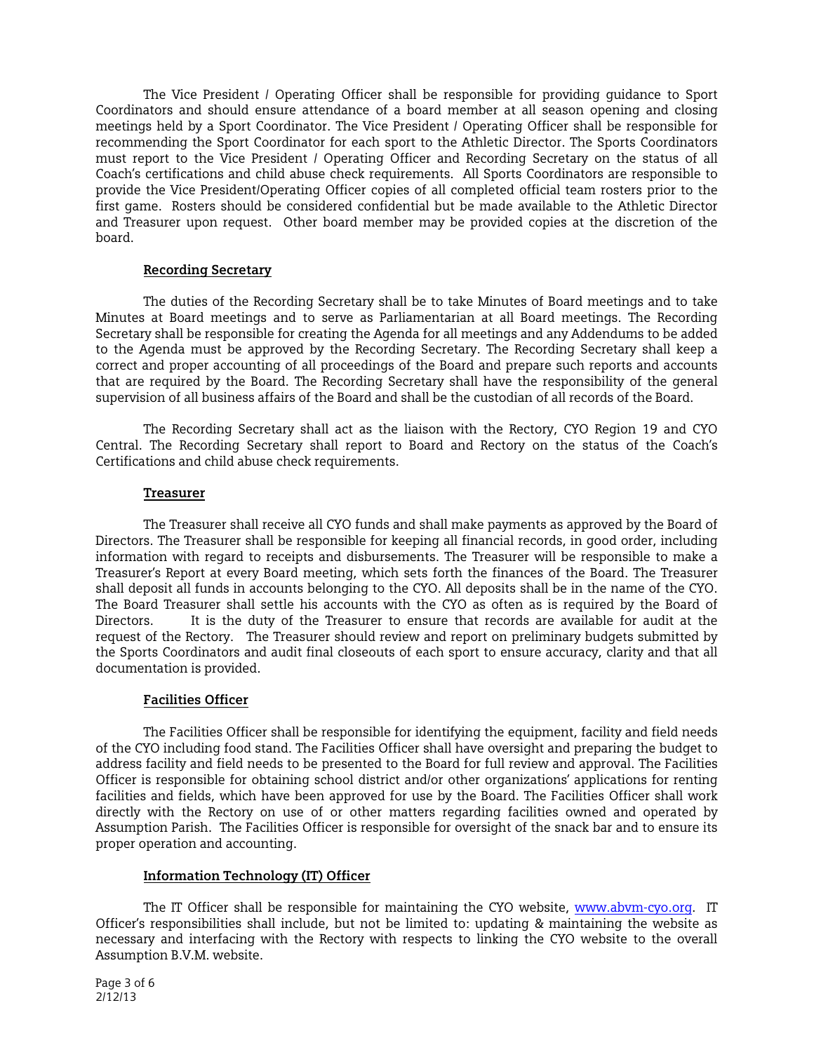The Vice President / Operating Officer shall be responsible for providing guidance to Sport Coordinators and should ensure attendance of a board member at all season opening and closing meetings held by a Sport Coordinator. The Vice President / Operating Officer shall be responsible for recommending the Sport Coordinator for each sport to the Athletic Director. The Sports Coordinators must report to the Vice President / Operating Officer and Recording Secretary on the status of all Coach's certifications and child abuse check requirements. All Sports Coordinators are responsible to provide the Vice President/Operating Officer copies of all completed official team rosters prior to the first game. Rosters should be considered confidential but be made available to the Athletic Director and Treasurer upon request. Other board member may be provided copies at the discretion of the board.

**Recording Secretary**

The duties of the Recording Secretary shall be to take Minutes of Board meetings and to take Minutes at Board meetings and to serve as Parliamentarian at all Board meetings. The Recording Secretary shall be responsible for creating the Agenda for all meetings and any Addendums to be added to the Agenda must be approved by the Recording Secretary. The Recording Secretary shall keep a correct and proper accounting of all proceedings of the Board and prepare such reports and accounts that are required by the Board. The Recording Secretary shall have the responsibility of the general supervision of all business affairs of the Board and shall be the custodian of all records of the Board.

The Recording Secretary shall act as the liaison with the Rectory, CYO Region 19 and CYO Central. The Recording Secretary shall report to Board and Rectory on the status of the Coach's Certifications and child abuse check requirements.

**Treasurer**

The Treasurer shall receive all CYO funds and shall make payments as approved by the Board of Directors. The Treasurer shall be responsible for keeping all financial records, in good order, including information with regard to receipts and disbursements. The Treasurer will be responsible to make a Treasurer's Report at every Board meeting, which sets forth the finances of the Board. The Treasurer shall deposit all funds in accounts belonging to the CYO. All deposits shall be in the name of the CYO. The Board Treasurer shall settle his accounts with the CYO as often as is required by the Board of Directors. It is the duty of the Treasurer to ensure that records are available for audit at the request of the Rectory. The Treasurer should review and report on preliminary budgets submitted by the Sports Coordinators and audit final closeouts of each sport to ensure accuracy, clarity and that all documentation is provided.

**Facilities Officer**

The Facilities Officer shall be responsible for identifying the equipment, facility and field needs of the CYO including food stand. The Facilities Officer shall have oversight and preparing the budget to address facility and field needs to be presented to the Board for full review and approval. The Facilities Officer is responsible for obtaining school district and/or other organizations' applications for renting facilities and fields, which have been approved for use by the Board. The Facilities Officer shall work directly with the Rectory on use of or other matters regarding facilities owned and operated by Assumption Parish. The Facilities Officer is responsible for oversight of the snack bar and to ensure its proper operation and accounting.

**Information Technology (IT) Officer**

The IT Officer shall be responsible for maintaining the CYO website, [www.abvm-cyo.org](http://www.abvm-cyo.org). IT Officer's responsibilities shall include, but not be limited to: updating & maintaining the website as necessary and interfacing with the Rectory with respects to linking the CYO website to the overall Assumption B.V.M. website.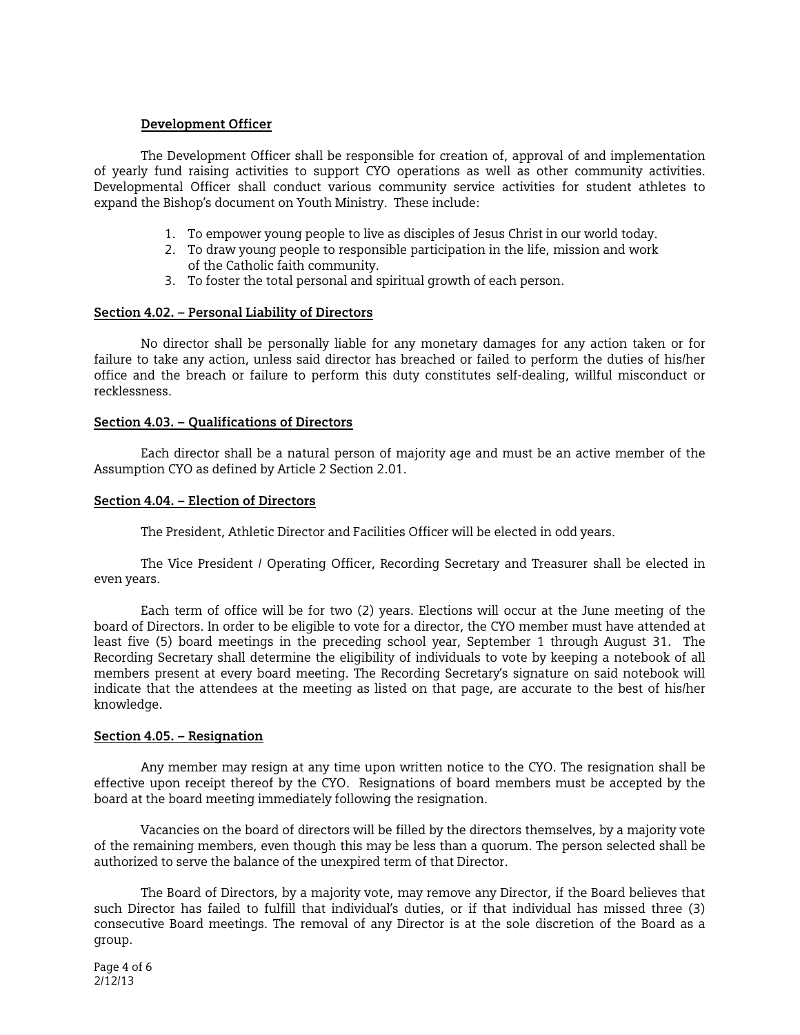**Development Officer**

The Development Officer shall be responsible for creation of, approval of and implementation of yearly fund raising activities to support CYO operations as well as other community activities. Developmental Officer shall conduct various community service activities for student athletes to expand the Bishop's document on Youth Ministry. These include:

1. To empower young people to live as disciples of Jesus Christ in our world today.
2. To draw young people to responsible participation in the life, mission and work of the Catholic faith community.
3. To foster the total personal and spiritual growth of each person.

**Section 4.02. – Personal Liability of Directors**

No director shall be personally liable for any monetary damages for any action taken or for failure to take any action, unless said director has breached or failed to perform the duties of his/her office and the breach or failure to perform this duty constitutes self-dealing, willful misconduct or recklessness.

**Section 4.03. – Qualifications of Directors**

Each director shall be a natural person of majority age and must be an active member of the Assumption CYO as defined by Article 2 Section 2.01.

**Section 4.04. – Election of Directors**

The President, Athletic Director and Facilities Officer will be elected in odd years.

The Vice President / Operating Officer, Recording Secretary and Treasurer shall be elected in even years.

Each term of office will be for two (2) years. Elections will occur at the June meeting of the board of Directors. In order to be eligible to vote for a director, the CYO member must have attended at least five (5) board meetings in the preceding school year, September 1 through August 31. The Recording Secretary shall determine the eligibility of individuals to vote by keeping a notebook of all members present at every board meeting. The Recording Secretary's signature on said notebook will indicate that the attendees at the meeting as listed on that page, are accurate to the best of his/her knowledge.

**Section 4.05. – Resignation**

Any member may resign at any time upon written notice to the CYO. The resignation shall be effective upon receipt thereof by the CYO. Resignations of board members must be accepted by the board at the board meeting immediately following the resignation.

Vacancies on the board of directors will be filled by the directors themselves, by a majority vote of the remaining members, even though this may be less than a quorum. The person selected shall be authorized to serve the balance of the unexpired term of that Director.

The Board of Directors, by a majority vote, may remove any Director, if the Board believes that such Director has failed to fulfill that individual's duties, or if that individual has missed three (3) consecutive Board meetings. The removal of any Director is at the sole discretion of the Board as a group.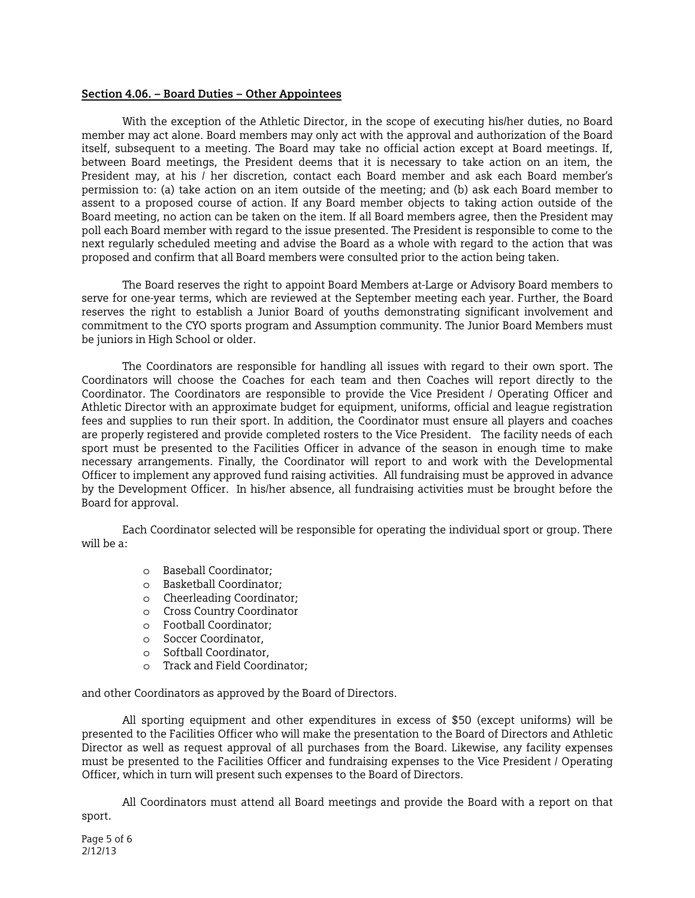**<u>Section 4.06. – Board Duties – Other Appointees</u>**

With the exception of the Athletic Director, in the scope of executing his/her duties, no Board member may act alone. Board members may only act with the approval and authorization of the Board itself, subsequent to a meeting. The Board may take no official action except at Board meetings. If, between Board meetings, the President deems that it is necessary to take action on an item, the President may, at his / her discretion, contact each Board member and ask each Board member's permission to: (a) take action on an item outside of the meeting; and (b) ask each Board member to assent to a proposed course of action. If any Board member objects to taking action outside of the Board meeting, no action can be taken on the item. If all Board members agree, then the President may poll each Board member with regard to the issue presented. The President is responsible to come to the next regularly scheduled meeting and advise the Board as a whole with regard to the action that was proposed and confirm that all Board members were consulted prior to the action being taken.

The Board reserves the right to appoint Board Members at-Large or Advisory Board members to serve for one-year terms, which are reviewed at the September meeting each year. Further, the Board reserves the right to establish a Junior Board of youths demonstrating significant involvement and commitment to the CYO sports program and Assumption community. The Junior Board Members must be juniors in High School or older.

The Coordinators are responsible for handling all issues with regard to their own sport. The Coordinators will choose the Coaches for each team and then Coaches will report directly to the Coordinator. The Coordinators are responsible to provide the Vice President / Operating Officer and Athletic Director with an approximate budget for equipment, uniforms, official and league registration fees and supplies to run their sport. In addition, the Coordinator must ensure all players and coaches are properly registered and provide completed rosters to the Vice President. The facility needs of each sport must be presented to the Facilities Officer in advance of the season in enough time to make necessary arrangements. Finally, the Coordinator will report to and work with the Developmental Officer to implement any approved fund raising activities. All fundraising must be approved in advance by the Development Officer. In his/her absence, all fundraising activities must be brought before the Board for approval.

Each Coordinator selected will be responsible for operating the individual sport or group. There will be a:

- Baseball Coordinator;
- Basketball Coordinator;
- Cheerleading Coordinator;
- Cross Country Coordinator
- Football Coordinator;
- Soccer Coordinator,
- Softball Coordinator,
- Track and Field Coordinator;

and other Coordinators as approved by the Board of Directors.

All sporting equipment and other expenditures in excess of $50 (except uniforms) will be presented to the Facilities Officer who will make the presentation to the Board of Directors and Athletic Director as well as request approval of all purchases from the Board. Likewise, any facility expenses must be presented to the Facilities Officer and fundraising expenses to the Vice President / Operating Officer, which in turn will present such expenses to the Board of Directors.

All Coordinators must attend all Board meetings and provide the Board with a report on that sport.

2/12/13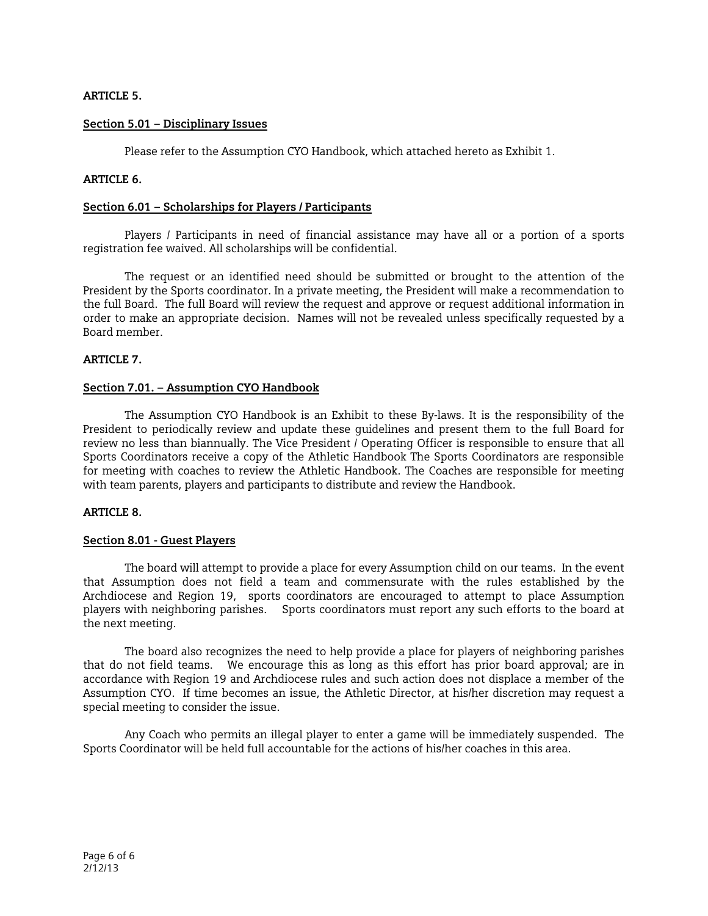**ARTICLE 5.**

**Section 5.01 – Disciplinary Issues**

Please refer to the Assumption CYO Handbook, which attached hereto as Exhibit 1.

**ARTICLE 6.**

**Section 6.01 – Scholarships for Players / Participants**

Players / Participants in need of financial assistance may have all or a portion of a sports registration fee waived. All scholarships will be confidential.

The request or an identified need should be submitted or brought to the attention of the President by the Sports coordinator. In a private meeting, the President will make a recommendation to the full Board. The full Board will review the request and approve or request additional information in order to make an appropriate decision. Names will not be revealed unless specifically requested by a Board member.

**ARTICLE 7.**

**Section 7.01. – Assumption CYO Handbook**

The Assumption CYO Handbook is an Exhibit to these By-laws. It is the responsibility of the President to periodically review and update these guidelines and present them to the full Board for review no less than biannually. The Vice President / Operating Officer is responsible to ensure that all Sports Coordinators receive a copy of the Athletic Handbook The Sports Coordinators are responsible for meeting with coaches to review the Athletic Handbook. The Coaches are responsible for meeting with team parents, players and participants to distribute and review the Handbook.

**ARTICLE 8.**

**Section 8.01 - Guest Players**

The board will attempt to provide a place for every Assumption child on our teams. In the event that Assumption does not field a team and commensurate with the rules established by the Archdiocese and Region 19, sports coordinators are encouraged to attempt to place Assumption players with neighboring parishes. Sports coordinators must report any such efforts to the board at the next meeting.

The board also recognizes the need to help provide a place for players of neighboring parishes that do not field teams. We encourage this as long as this effort has prior board approval; are in accordance with Region 19 and Archdiocese rules and such action does not displace a member of the Assumption CYO. If time becomes an issue, the Athletic Director, at his/her discretion may request a special meeting to consider the issue.

Any Coach who permits an illegal player to enter a game will be immediately suspended. The Sports Coordinator will be held full accountable for the actions of his/her coaches in this area.

2/12/13